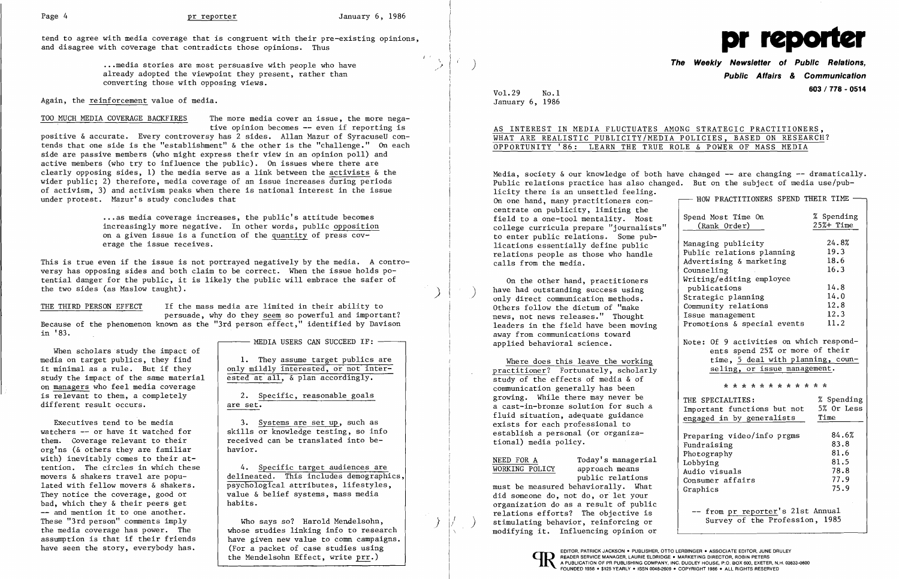tend to agree with media coverage that is congruent with their pre-existing opinions, and disagree with coverage that contradicts those opinions. Thus

> ...media stories are most persuasive with people who have already adopted the viewpoint they present, rather than converting those with opposing views.

Again, the reinforcement value of media.

TOO MUCH MEDIA COVERAGE BACKFIRES The more media cover an issue, the more negative opinion becomes -- even if reporting is positive & accurate. Every controversy has 2 sides. Allan Mazur of SyracuseU contends that one side is the "establishment" & the other is the "challenge." On each side are passive members (who might express their view in an opinion poll) and active members (who try to influence the public). On issues where there are clearly opposing sides, 1) the media serve as a link between the activists & the wider public; 2) therefore, media coverage of an issue increases during periods of activism, 3) and activism peaks when there is national interest in the issue under protest. Mazur's study concludes that

> ...as media coverage increases, the public's attitude becomes increasingly more negative. In other words, public opposition on a given issue is a function of the quantity of press coverage the issue receives.

This is true even if the issue is not portrayed negatively by the media. A controversy has opposing sides and both claim to be correct. When the issue holds potential danger for the public, it is likely the public will embrace the safer of the two sides (as Maslow taught).

THE THIRD PERSON EFFECT If the mass media are limited in their ability to persuade, why do they seem so powerful and important? Because of the phenomenon known as the "3rd person effect," identified by Davison in '83.

When scholars study the impact of media on target publics, they find it minimal as a rule. But if they study the impact of the same material on managers who feel media coverage is relevant to them, a completely different result occurs.

Executives tend to be media watchers -- or have it watched for them. Coverage relevant to their org'ns (& others they are familiar with) inevitably comes to their attention. The circles in which these movers & shakers travel are populated with fellow movers & shakers. They notice the coverage, good or bad, which they & their peers get -- and mention it to one another. These "3rd person" comments imply the media coverage has power. The assumption is that if their friends have seen the story, everybody has.

**MEDIA USERS CAN SUCCEED IF:**

1. They assume target publics are only mildly interested, or not interested at all, & plan accordingly.

2. Specific, reasonable goals are set.

3. Systems are set up, such as skills or knowledge testing, so info received can be translated into behavior.

4. Specific target audiences are delineated. This includes demographics, psychological attributes, lifestyles, value & belief systems, mass media habits.

Who says so? Harold Mendelsohn, whose studies linking info to research have given new value to comn campaigns. (For a packet of case studies using the Mendelsohn Effect, write prr.)

# pr reporter

**The Weekly Newsletter of Public Relations, Public Affairs & Communication**

603 / 778 - 0514

Vol.29 No.1
January 6, 1986

## AS INTEREST IN MEDIA FLUCTUATES AMONG STRATEGIC PRACTITIONERS, WHAT ARE REALISTIC PUBLICITY/MEDIA POLICIES, BASED ON RESEARCH? OPPORTUNITY '86: LEARN THE TRUE ROLE & POWER OF MASS MEDIA

Media, society & our knowledge of both have changed -- are changing -- dramatically. Public relations practice has also changed. But on the subject of media use/publicity there is an unsettled feeling. On one hand, many practitioners concentrate on publicity, limiting the field to a one-tool mentality. Most college curricula prepare "journalists" to enter public relations. Some publications essentially define public relations people as those who handle calls from the media.

On the other hand, practitioners have had outstanding success using only direct communication methods. Others follow the dictum of "make news, not news releases." Thought leaders in the field have been moving away from communications toward applied behavioral science.

Where does this leave the working practitioner? Fortunately, scholarly study of the effects of media & of communication generally has been growing. While there may never be a cast-in-bronze solution for such a fluid situation, adequate guidance exists for each professional to establish a personal (or organizational) media policy.

NEED FOR A WORKING POLICY Today's managerial approach means public relations must be measured behaviorally. What did someone do, not do, or let your organization do as a result of public relations efforts? The objective is stimulating behavior, reinforcing or modifying it. Influencing opinion or

**HOW PRACTITIONERS SPEND THEIR TIME**

| Spend Most Time On (Rank Order) | % Spending 25%+ Time |
|---|---|
| Managing publicity | 24.8% |
| Public relations planning | 19.3 |
| Advertising & marketing | 18.6 |
| Counseling | 16.3 |
| Writing/editing employee publications | 14.8 |
| Strategic planning | 14.0 |
| Community relations | 12.8 |
| Issue management | 12.3 |
| Promotions & special events | 11.2 |

Note: Of 9 activities on which respondents spend 25% or more of their time, 5 deal with planning, counseling, or issue management.

\* \* \* \* \* \* \* \* \* \* \* \*

| THE SPECIALTIES: Important functions but not engaged in by generalists | % Spending 5% Or Less Time |
|---|---|
| Preparing video/info prgms | 84.6% |
| Fundraising | 83.8 |
| Photography | 81.6 |
| Lobbying | 81.5 |
| Audio visuals | 78.8 |
| Consumer affairs | 77.9 |
| Graphics | 75.9 |

-- from pr reporter's 21st Annual Survey of the Profession, 1985

EDITOR, PATRICK JACKSON • PUBLISHER, OTTO LERBINGER • ASSOCIATE EDITOR, JUNE DRULEY
READER SERVICE MANAGER, LAURIE ELDRIDGE • MARKETING DIRECTOR, ROBIN PETERS
A PUBLICATION OF PR PUBLISHING COMPANY, INC. DUDLEY HOUSE, P.O. BOX 600, EXETER, N.H. 03833-0600
FOUNDED 1958 • $125 YEARLY • ISSN 0048-2609 • COPYRIGHT 1986 • ALL RIGHTS RESERVED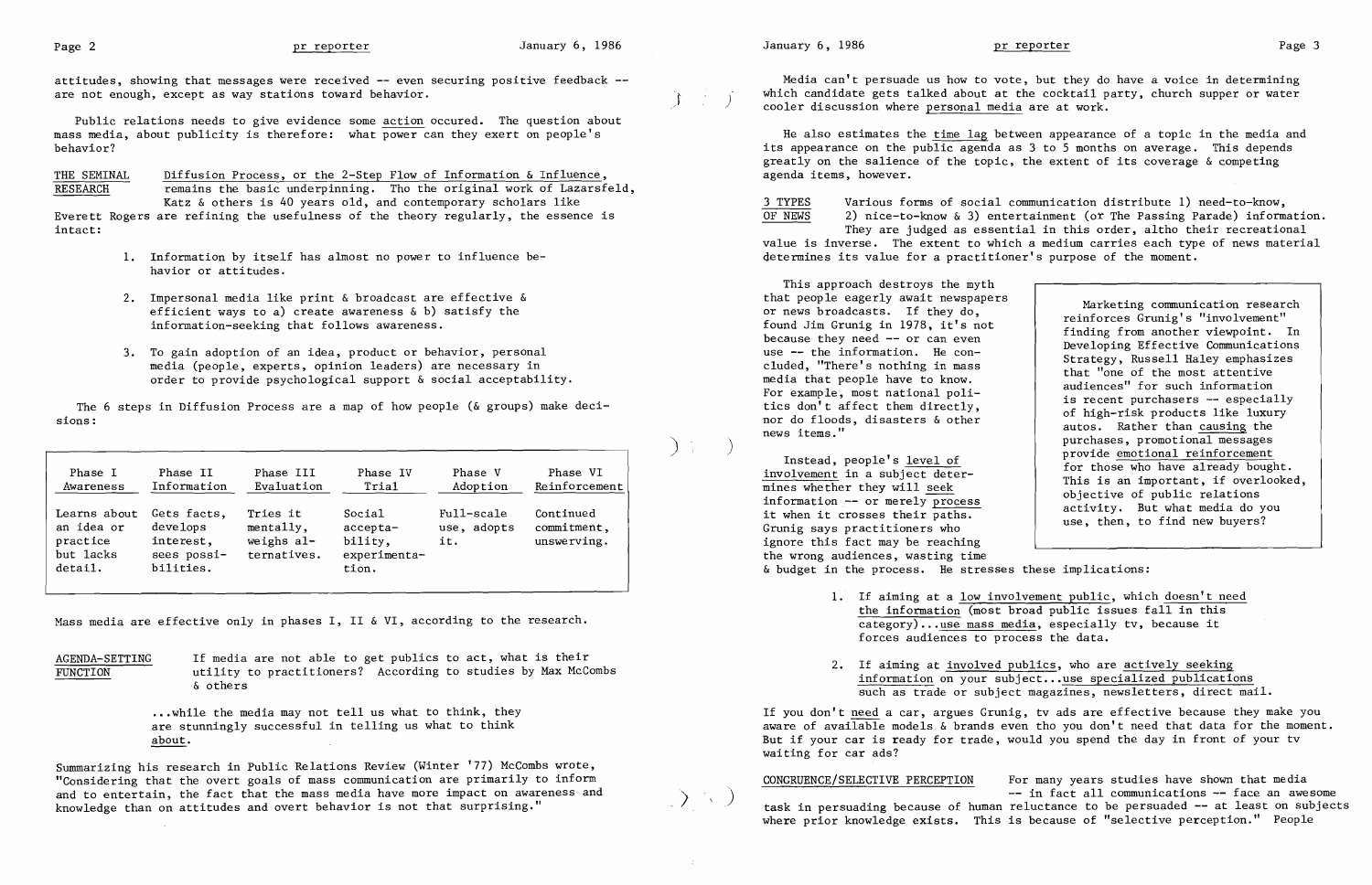attitudes, showing that messages were received -- even securing positive feedback -- are not enough, except as way stations toward behavior.

Public relations needs to give evidence some action occured. The question about mass media, about publicity is therefore: what power can they exert on people's behavior?

**THE SEMINAL RESEARCH** Diffusion Process, or the 2-Step Flow of Information & Influence, remains the basic underpinning. Tho the original work of Lazarsfeld, Katz & others is 40 years old, and contemporary scholars like Everett Rogers are refining the usefulness of the theory regularly, the essence is intact:

1. Information by itself has almost no power to influence behavior or attitudes.

2. Impersonal media like print & broadcast are effective & efficient ways to a) create awareness & b) satisfy the information-seeking that follows awareness.

3. To gain adoption of an idea, product or behavior, personal media (people, experts, opinion leaders) are necessary in order to provide psychological support & social acceptability.

The 6 steps in Diffusion Process are a map of how people (& groups) make decisions:

| Phase I Awareness | Phase II Information | Phase III Evaluation | Phase IV Trial | Phase V Adoption | Phase VI Reinforcement |
|---|---|---|---|---|---|
| Learns about an idea or practice but lacks detail. | Gets facts, develops interest, sees possibilities. | Tries it mentally, weighs alternatives. | Social acceptability, experimentation. | Full-scale use, adopts it. | Continued commitment, unswerving. |

Mass media are effective only in phases I, II & VI, according to the research.

**AGENDA-SETTING FUNCTION** If media are not able to get publics to act, what is their utility to practitioners? According to studies by Max McCombs & others

> ...while the media may not tell us what to think, they are stunningly successful in telling us what to think about.

Summarizing his research in Public Relations Review (Winter '77) McCombs wrote, "Considering that the overt goals of mass communication are primarily to inform and to entertain, the fact that the mass media have more impact on awareness and knowledge than on attitudes and overt behavior is not that surprising."

Media can't persuade us how to vote, but they do have a voice in determining which candidate gets talked about at the cocktail party, church supper or water cooler discussion where personal media are at work.

He also estimates the time lag between appearance of a topic in the media and its appearance on the public agenda as 3 to 5 months on average. This depends greatly on the salience of the topic, the extent of its coverage & competing agenda items, however.

**3 TYPES OF NEWS** Various forms of social communication distribute 1) need-to-know, 2) nice-to-know & 3) entertainment (or The Passing Parade) information. They are judged as essential in this order, altho their recreational value is inverse. The extent to which a medium carries each type of news material determines its value for a practitioner's purpose of the moment.

This approach destroys the myth that people eagerly await newspapers or news broadcasts. If they do, found Jim Grunig in 1978, it's not because they need -- or can even use -- the information. He concluded, "There's nothing in mass media that people have to know. For example, most national politics don't affect them directly, nor do floods, disasters & other news items."

Instead, people's level of involvement in a subject determines whether they will seek information -- or merely process it when it crosses their paths. Grunig says practitioners who ignore this fact may be reaching the wrong audiences, wasting time & budget in the process. He stresses these implications:

> Marketing communication research reinforces Grunig's "involvement" finding from another viewpoint. In Developing Effective Communications Strategy, Russell Haley emphasizes that "one of the most attentive audiences" for such information is recent purchasers -- especially of high-risk products like luxury autos. Rather than causing the purchases, promotional messages provide emotional reinforcement for those who have already bought. This is an important, if overlooked, objective of public relations activity. But what media do you use, then, to find new buyers?

1. If aiming at a low involvement public, which doesn't need the information (most broad public issues fall in this category)...use mass media, especially tv, because it forces audiences to process the data.

2. If aiming at involved publics, who are actively seeking information on your subject...use specialized publications such as trade or subject magazines, newsletters, direct mail.

If you don't need a car, argues Grunig, tv ads are effective because they make you aware of available models & brands even tho you don't need that data for the moment. But if your car is ready for trade, would you spend the day in front of your tv waiting for car ads?

**CONGRUENCE/SELECTIVE PERCEPTION** For many years studies have shown that media -- in fact all communications -- face an awesome task in persuading because of human reluctance to be persuaded -- at least on subjects where prior knowledge exists. This is because of "selective perception." People